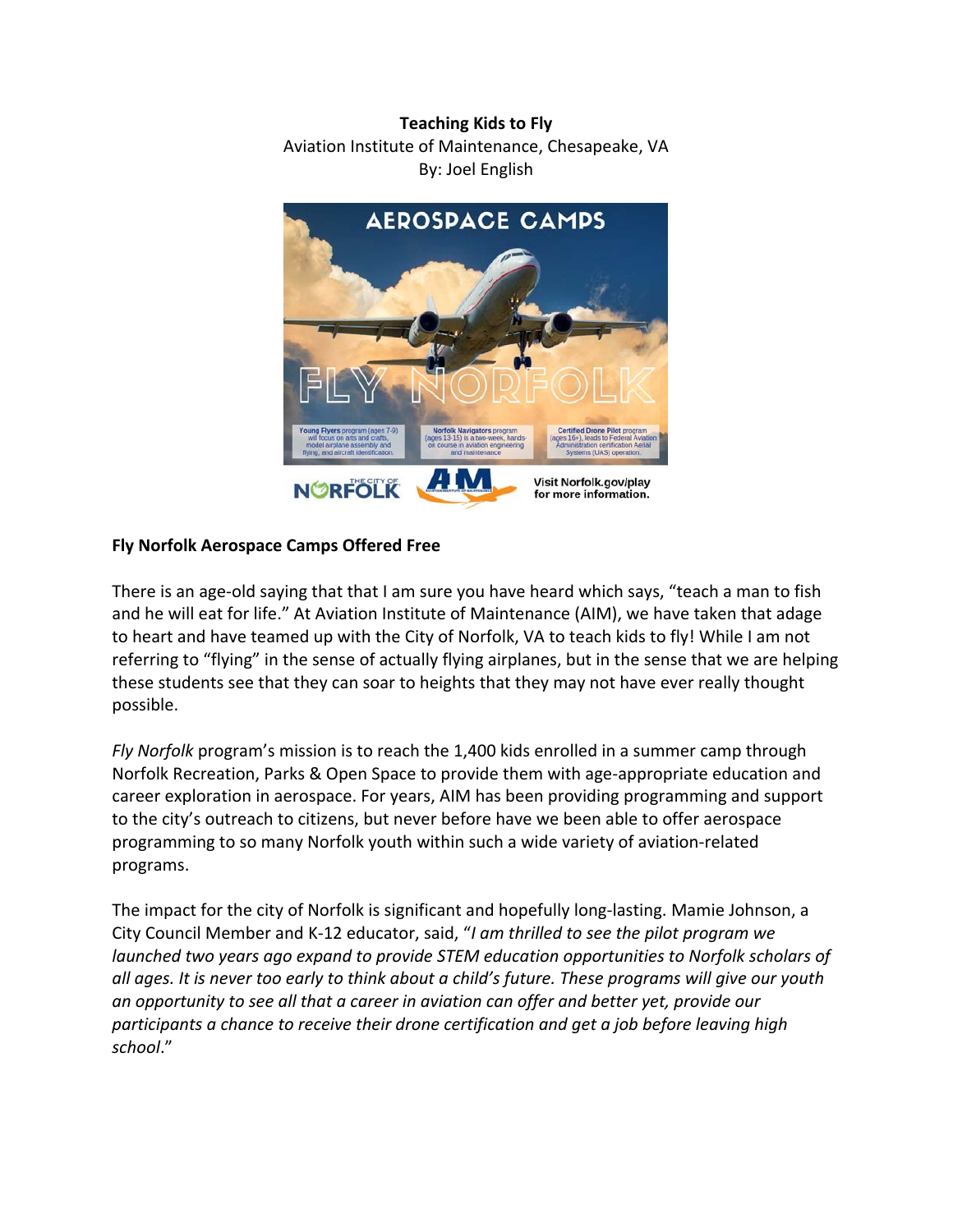**Teaching Kids to Fly**
Aviation Institute of Maintenance, Chesapeake, VA
By: Joel English

**Fly Norfolk Aerospace Camps Offered Free**

There is an age-old saying that that I am sure you have heard which says, "teach a man to fish and he will eat for life." At Aviation Institute of Maintenance (AIM), we have taken that adage to heart and have teamed up with the City of Norfolk, VA to teach kids to fly! While I am not referring to "flying" in the sense of actually flying airplanes, but in the sense that we are helping these students see that they can soar to heights that they may not have ever really thought possible.

*Fly Norfolk* program's mission is to reach the 1,400 kids enrolled in a summer camp through Norfolk Recreation, Parks & Open Space to provide them with age-appropriate education and career exploration in aerospace. For years, AIM has been providing programming and support to the city's outreach to citizens, but never before have we been able to offer aerospace programming to so many Norfolk youth within such a wide variety of aviation-related programs.

The impact for the city of Norfolk is significant and hopefully long-lasting. Mamie Johnson, a City Council Member and K-12 educator, said, "*I am thrilled to see the pilot program we launched two years ago expand to provide STEM education opportunities to Norfolk scholars of all ages. It is never too early to think about a child's future. These programs will give our youth an opportunity to see all that a career in aviation can offer and better yet, provide our participants a chance to receive their drone certification and get a job before leaving high school*."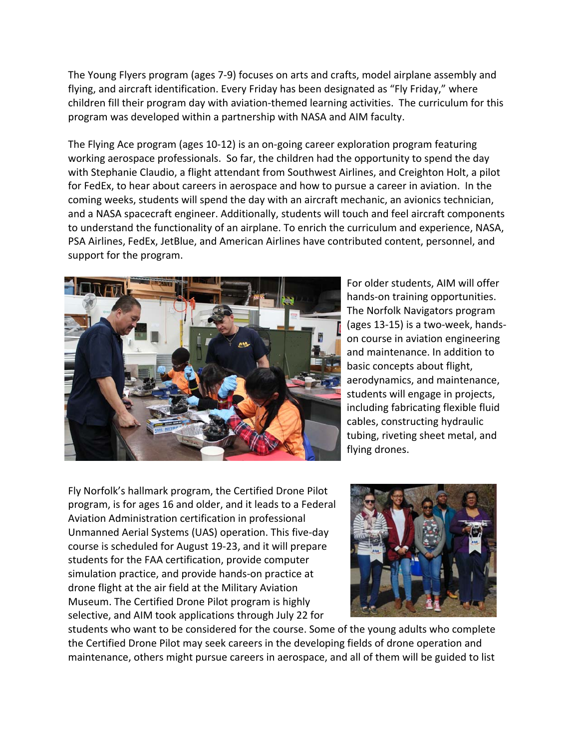The Young Flyers program (ages 7-9) focuses on arts and crafts, model airplane assembly and flying, and aircraft identification. Every Friday has been designated as "Fly Friday," where children fill their program day with aviation-themed learning activities. The curriculum for this program was developed within a partnership with NASA and AIM faculty.

The Flying Ace program (ages 10-12) is an on-going career exploration program featuring working aerospace professionals. So far, the children had the opportunity to spend the day with Stephanie Claudio, a flight attendant from Southwest Airlines, and Creighton Holt, a pilot for FedEx, to hear about careers in aerospace and how to pursue a career in aviation. In the coming weeks, students will spend the day with an aircraft mechanic, an avionics technician, and a NASA spacecraft engineer. Additionally, students will touch and feel aircraft components to understand the functionality of an airplane. To enrich the curriculum and experience, NASA, PSA Airlines, FedEx, JetBlue, and American Airlines have contributed content, personnel, and support for the program.

For older students, AIM will offer hands-on training opportunities. The Norfolk Navigators program (ages 13-15) is a two-week, hands-on course in aviation engineering and maintenance. In addition to basic concepts about flight, aerodynamics, and maintenance, students will engage in projects, including fabricating flexible fluid cables, constructing hydraulic tubing, riveting sheet metal, and flying drones.

Fly Norfolk's hallmark program, the Certified Drone Pilot program, is for ages 16 and older, and it leads to a Federal Aviation Administration certification in professional Unmanned Aerial Systems (UAS) operation. This five-day course is scheduled for August 19-23, and it will prepare students for the FAA certification, provide computer simulation practice, and provide hands-on practice at drone flight at the air field at the Military Aviation Museum. The Certified Drone Pilot program is highly selective, and AIM took applications through July 22 for students who want to be considered for the course. Some of the young adults who complete the Certified Drone Pilot may seek careers in the developing fields of drone operation and maintenance, others might pursue careers in aerospace, and all of them will be guided to list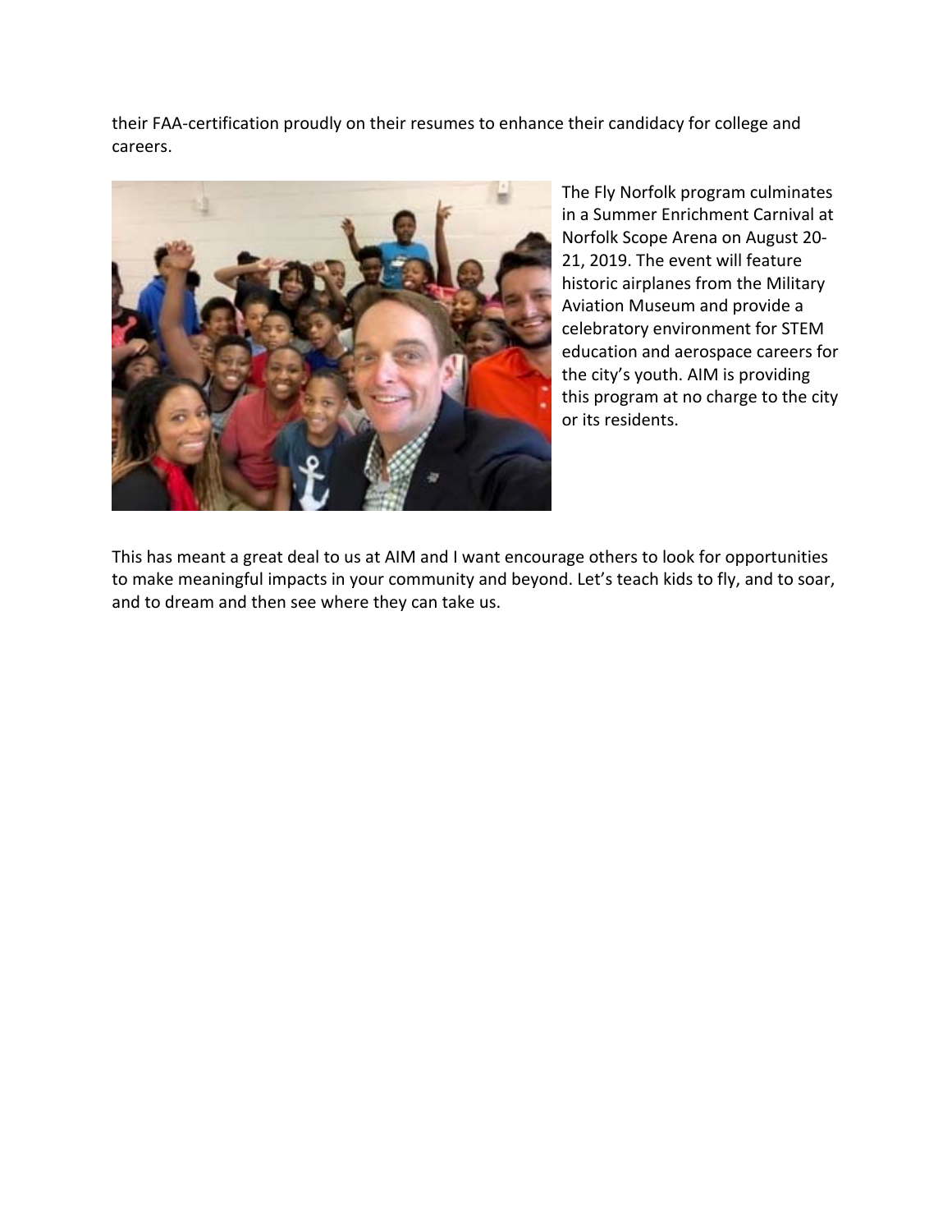their FAA-certification proudly on their resumes to enhance their candidacy for college and careers.

The Fly Norfolk program culminates in a Summer Enrichment Carnival at Norfolk Scope Arena on August 20-21, 2019. The event will feature historic airplanes from the Military Aviation Museum and provide a celebratory environment for STEM education and aerospace careers for the city's youth. AIM is providing this program at no charge to the city or its residents.

This has meant a great deal to us at AIM and I want encourage others to look for opportunities to make meaningful impacts in your community and beyond. Let's teach kids to fly, and to soar, and to dream and then see where they can take us.